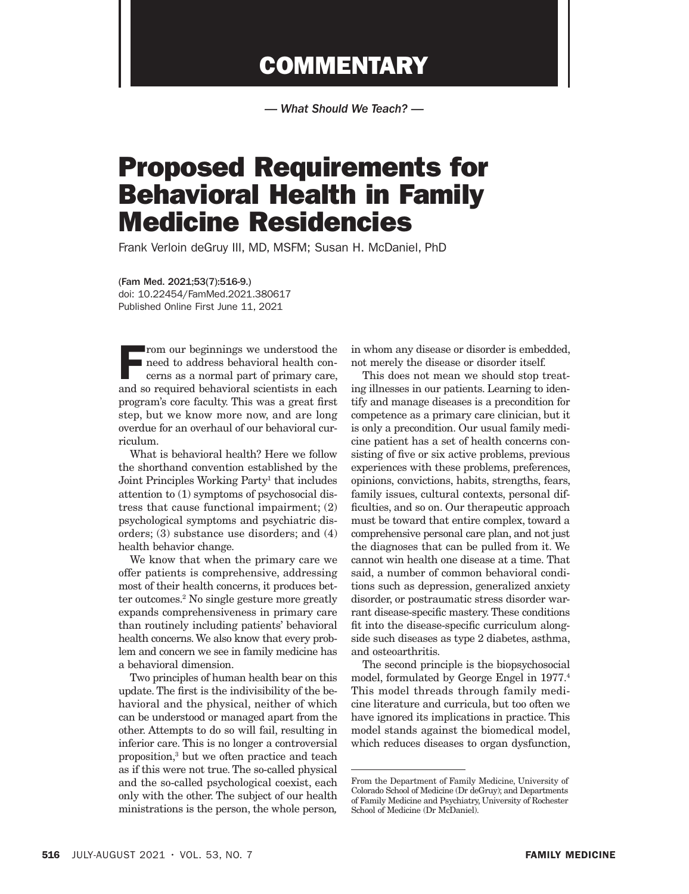# COMMENTARY

*— What Should We Teach? —*

# Proposed Requirements for Behavioral Health in Family Medicine Residencies

Frank Verloin deGruy III, MD, MSFM; Susan H. McDaniel, PhD

(Fam Med. 2021;53(7):516-9.)
doi: 10.22454/FamMed.2021.380617
Published Online First June 11, 2021

From our beginnings we understood the need to address behavioral health concerns as a normal part of primary care, and so required behavioral scientists in each program's core faculty. This was a great first step, but we know more now, and are long overdue for an overhaul of our behavioral curriculum.

What is behavioral health? Here we follow the shorthand convention established by the Joint Principles Working Party[1] that includes attention to (1) symptoms of psychosocial distress that cause functional impairment; (2) psychological symptoms and psychiatric disorders; (3) substance use disorders; and (4) health behavior change.

We know that when the primary care we offer patients is comprehensive, addressing most of their health concerns, it produces better outcomes.[2] No single gesture more greatly expands comprehensiveness in primary care than routinely including patients' behavioral health concerns. We also know that every problem and concern we see in family medicine has a behavioral dimension.

Two principles of human health bear on this update. The first is the indivisibility of the behavioral and the physical, neither of which can be understood or managed apart from the other. Attempts to do so will fail, resulting in inferior care. This is no longer a controversial proposition,[3] but we often practice and teach as if this were not true. The so-called physical and the so-called psychological coexist, each only with the other. The subject of our health ministrations is the person, the whole person, in whom any disease or disorder is embedded, not merely the disease or disorder itself.

This does not mean we should stop treating illnesses in our patients. Learning to identify and manage diseases is a precondition for competence as a primary care clinician, but it is only a precondition. Our usual family medicine patient has a set of health concerns consisting of five or six active problems, previous experiences with these problems, preferences, opinions, convictions, habits, strengths, fears, family issues, cultural contexts, personal difficulties, and so on. Our therapeutic approach must be toward that entire complex, toward a comprehensive personal care plan, and not just the diagnoses that can be pulled from it. We cannot win health one disease at a time. That said, a number of common behavioral conditions such as depression, generalized anxiety disorder, or postraumatic stress disorder warrant disease-specific mastery. These conditions fit into the disease-specific curriculum alongside such diseases as type 2 diabetes, asthma, and osteoarthritis.

The second principle is the biopsychosocial model, formulated by George Engel in 1977.[4] This model threads through family medicine literature and curricula, but too often we have ignored its implications in practice. This model stands against the biomedical model, which reduces diseases to organ dysfunction,

---

From the Department of Family Medicine, University of Colorado School of Medicine (Dr deGruy); and Departments of Family Medicine and Psychiatry, University of Rochester School of Medicine (Dr McDaniel).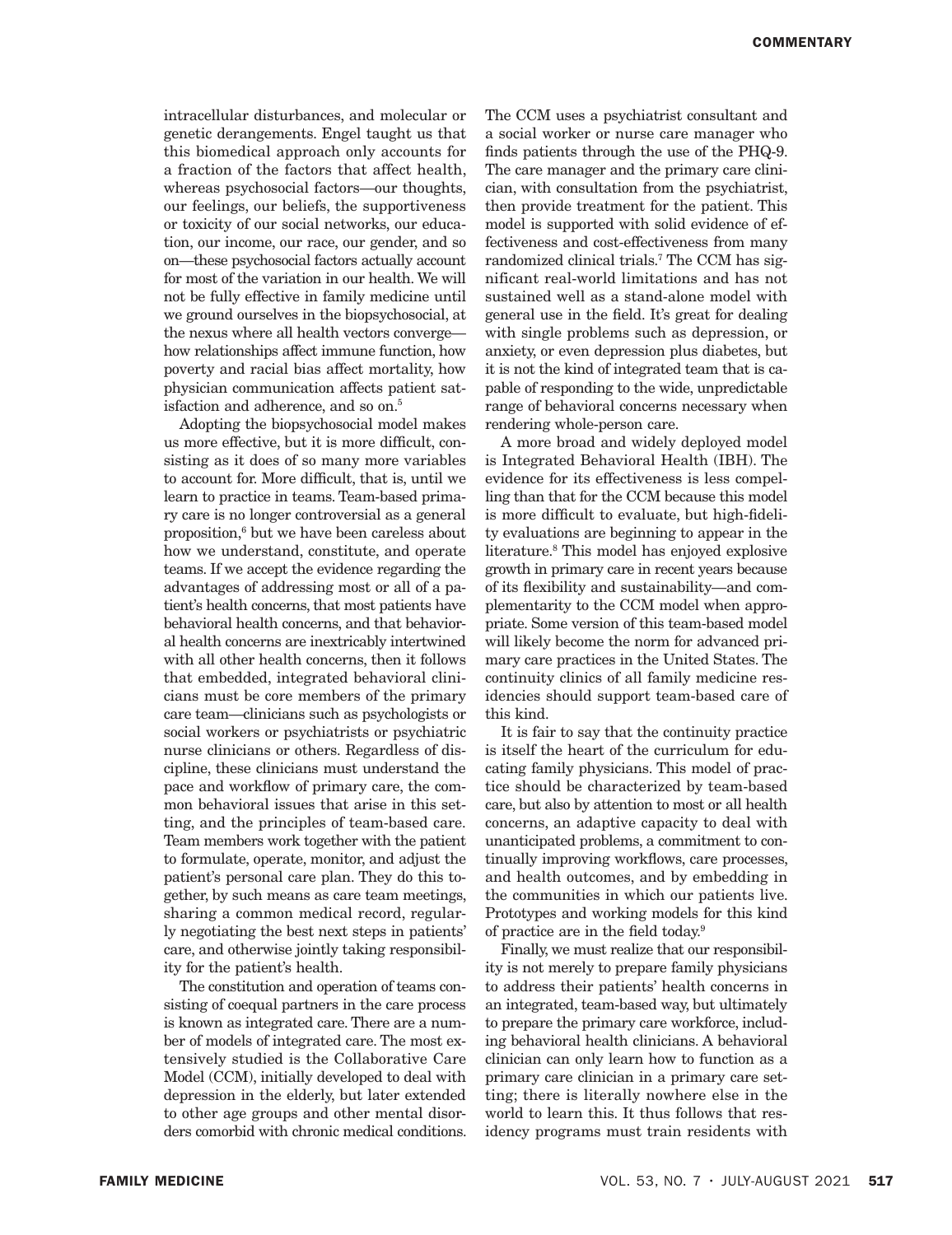intracellular disturbances, and molecular or genetic derangements. Engel taught us that this biomedical approach only accounts for a fraction of the factors that affect health, whereas psychosocial factors—our thoughts, our feelings, our beliefs, the supportiveness or toxicity of our social networks, our education, our income, our race, our gender, and so on—these psychosocial factors actually account for most of the variation in our health. We will not be fully effective in family medicine until we ground ourselves in the biopsychosocial, at the nexus where all health vectors converge—how relationships affect immune function, how poverty and racial bias affect mortality, how physician communication affects patient satisfaction and adherence, and so on.[5]

Adopting the biopsychosocial model makes us more effective, but it is more difficult, consisting as it does of so many more variables to account for. More difficult, that is, until we learn to practice in teams. Team-based primary care is no longer controversial as a general proposition,[6] but we have been careless about how we understand, constitute, and operate teams. If we accept the evidence regarding the advantages of addressing most or all of a patient's health concerns, that most patients have behavioral health concerns, and that behavioral health concerns are inextricably intertwined with all other health concerns, then it follows that embedded, integrated behavioral clinicians must be core members of the primary care team—clinicians such as psychologists or social workers or psychiatrists or psychiatric nurse clinicians or others. Regardless of discipline, these clinicians must understand the pace and workflow of primary care, the common behavioral issues that arise in this setting, and the principles of team-based care. Team members work together with the patient to formulate, operate, monitor, and adjust the patient's personal care plan. They do this together, by such means as care team meetings, sharing a common medical record, regularly negotiating the best next steps in patients' care, and otherwise jointly taking responsibility for the patient's health.

The constitution and operation of teams consisting of coequal partners in the care process is known as integrated care. There are a number of models of integrated care. The most extensively studied is the Collaborative Care Model (CCM), initially developed to deal with depression in the elderly, but later extended to other age groups and other mental disorders comorbid with chronic medical conditions. The CCM uses a psychiatrist consultant and a social worker or nurse care manager who finds patients through the use of the PHQ-9. The care manager and the primary care clinician, with consultation from the psychiatrist, then provide treatment for the patient. This model is supported with solid evidence of effectiveness and cost-effectiveness from many randomized clinical trials.[7] The CCM has significant real-world limitations and has not sustained well as a stand-alone model with general use in the field. It's great for dealing with single problems such as depression, or anxiety, or even depression plus diabetes, but it is not the kind of integrated team that is capable of responding to the wide, unpredictable range of behavioral concerns necessary when rendering whole-person care.

A more broad and widely deployed model is Integrated Behavioral Health (IBH). The evidence for its effectiveness is less compelling than that for the CCM because this model is more difficult to evaluate, but high-fidelity evaluations are beginning to appear in the literature.[8] This model has enjoyed explosive growth in primary care in recent years because of its flexibility and sustainability—and complementarity to the CCM model when appropriate. Some version of this team-based model will likely become the norm for advanced primary care practices in the United States. The continuity clinics of all family medicine residencies should support team-based care of this kind.

It is fair to say that the continuity practice is itself the heart of the curriculum for educating family physicians. This model of practice should be characterized by team-based care, but also by attention to most or all health concerns, an adaptive capacity to deal with unanticipated problems, a commitment to continually improving workflows, care processes, and health outcomes, and by embedding in the communities in which our patients live. Prototypes and working models for this kind of practice are in the field today.[9]

Finally, we must realize that our responsibility is not merely to prepare family physicians to address their patients' health concerns in an integrated, team-based way, but ultimately to prepare the primary care workforce, including behavioral health clinicians. A behavioral clinician can only learn how to function as a primary care clinician in a primary care setting; there is literally nowhere else in the world to learn this. It thus follows that residency programs must train residents with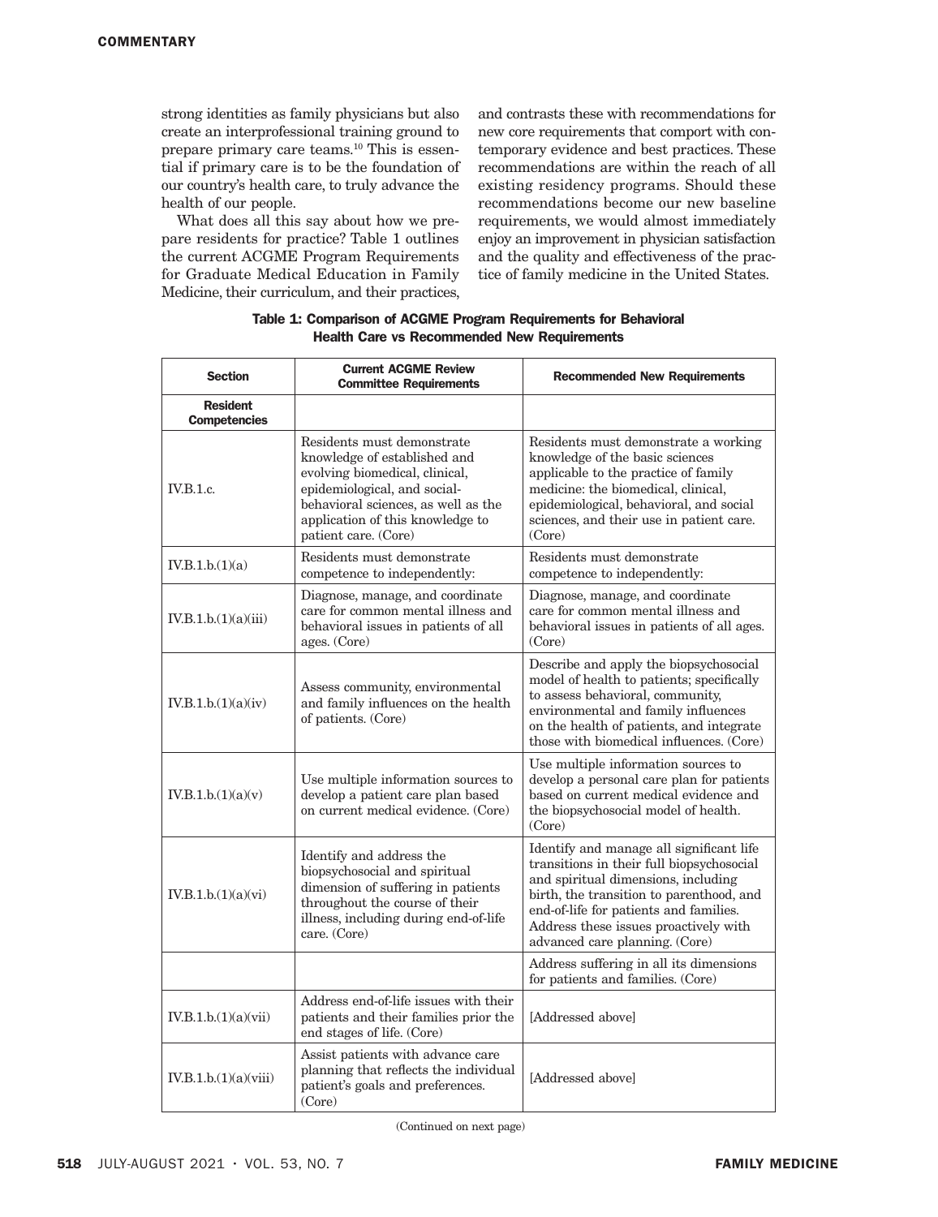strong identities as family physicians but also create an interprofessional training ground to prepare primary care teams.[10] This is essential if primary care is to be the foundation of our country's health care, to truly advance the health of our people.

What does all this say about how we prepare residents for practice? Table 1 outlines the current ACGME Program Requirements for Graduate Medical Education in Family Medicine, their curriculum, and their practices, and contrasts these with recommendations for new core requirements that comport with contemporary evidence and best practices. These recommendations are within the reach of all existing residency programs. Should these recommendations become our new baseline requirements, we would almost immediately enjoy an improvement in physician satisfaction and the quality and effectiveness of the practice of family medicine in the United States.

**Table 1: Comparison of ACGME Program Requirements for Behavioral Health Care vs Recommended New Requirements**

| Section | Current ACGME Review Committee Requirements | Recommended New Requirements |
|---|---|---|
| **Resident Competencies** | | |
| IV.B.1.c. | Residents must demonstrate knowledge of established and evolving biomedical, clinical, epidemiological, and social-behavioral sciences, as well as the application of this knowledge to patient care. (Core) | Residents must demonstrate a working knowledge of the basic sciences applicable to the practice of family medicine: the biomedical, clinical, epidemiological, behavioral, and social sciences, and their use in patient care. (Core) |
| IV.B.1.b.(1)(a) | Residents must demonstrate competence to independently: | Residents must demonstrate competence to independently: |
| IV.B.1.b.(1)(a)(iii) | Diagnose, manage, and coordinate care for common mental illness and behavioral issues in patients of all ages. (Core) | Diagnose, manage, and coordinate care for common mental illness and behavioral issues in patients of all ages. (Core) |
| IV.B.1.b.(1)(a)(iv) | Assess community, environmental and family influences on the health of patients. (Core) | Describe and apply the biopsychosocial model of health to patients; specifically to assess behavioral, community, environmental and family influences on the health of patients, and integrate those with biomedical influences. (Core) |
| IV.B.1.b.(1)(a)(v) | Use multiple information sources to develop a patient care plan based on current medical evidence. (Core) | Use multiple information sources to develop a personal care plan for patients based on current medical evidence and the biopsychosocial model of health. (Core) |
| IV.B.1.b.(1)(a)(vi) | Identify and address the biopsychosocial and spiritual dimension of suffering in patients throughout the course of their illness, including during end-of-life care. (Core) | Identify and manage all significant life transitions in their full biopsychosocial and spiritual dimensions, including birth, the transition to parenthood, and end-of-life for patients and families. Address these issues proactively with advanced care planning. (Core) |
| | | Address suffering in all its dimensions for patients and families. (Core) |
| IV.B.1.b.(1)(a)(vii) | Address end-of-life issues with their patients and their families prior the end stages of life. (Core) | [Addressed above] |
| IV.B.1.b.(1)(a)(viii) | Assist patients with advance care planning that reflects the individual patient's goals and preferences. (Core) | [Addressed above] |

(Continued on next page)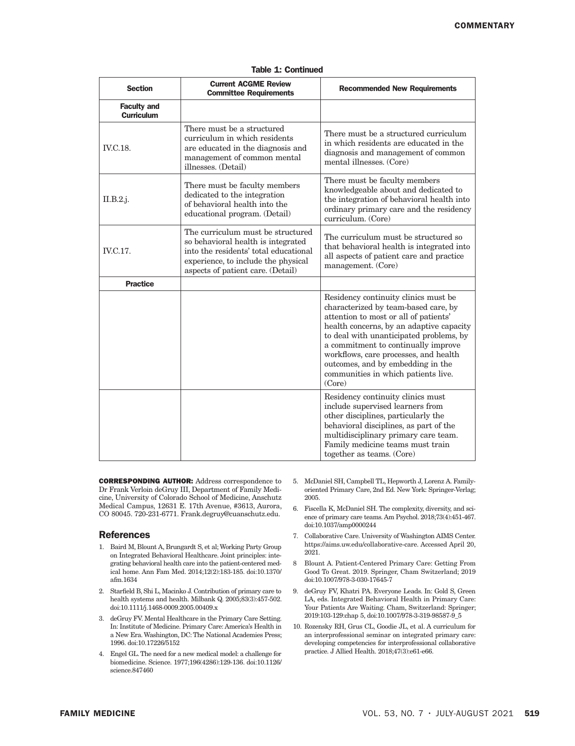**Table 1: Continued**

| Section | Current ACGME Review Committee Requirements | Recommended New Requirements |
|---|---|---|
| **Faculty and Curriculum** | | |
| IV.C.18. | There must be a structured curriculum in which residents are educated in the diagnosis and management of common mental illnesses. (Detail) | There must be a structured curriculum in which residents are educated in the diagnosis and management of common mental illnesses. (Core) |
| II.B.2.j. | There must be faculty members dedicated to the integration of behavioral health into the educational program. (Detail) | There must be faculty members knowledgeable about and dedicated to the integration of behavioral health into ordinary primary care and the residency curriculum. (Core) |
| IV.C.17. | The curriculum must be structured so behavioral health is integrated into the residents' total educational experience, to include the physical aspects of patient care. (Detail) | The curriculum must be structured so that behavioral health is integrated into all aspects of patient care and practice management. (Core) |
| **Practice** | | |
| | | Residency continuity clinics must be characterized by team-based care, by attention to most or all of patients' health concerns, by an adaptive capacity to deal with unanticipated problems, by a commitment to continually improve workflows, care processes, and health outcomes, and by embedding in the communities in which patients live. (Core) |
| | | Residency continuity clinics must include supervised learners from other disciplines, particularly the behavioral disciplines, as part of the multidisciplinary primary care team. Family medicine teams must train together as teams. (Core) |

**CORRESPONDING AUTHOR:** Address correspondence to Dr Frank Verloin deGruy III, Department of Family Medicine, University of Colorado School of Medicine, Anschutz Medical Campus, 12631 E. 17th Avenue, #3613, Aurora, CO 80045. 720-231-6771. Frank.degruy@cuanschutz.edu.

## References

1. Baird M, Blount A, Brungardt S, et al; Working Party Group on Integrated Behavioral Healthcare. Joint principles: integrating behavioral health care into the patient-centered medical home. Ann Fam Med. 2014;12(2):183-185. doi:10.1370/afm.1634
2. Starfield B, Shi L, Macinko J. Contribution of primary care to health systems and health. Milbank Q. 2005;83(3):457-502. doi:10.1111/j.1468-0009.2005.00409.x
3. deGruy FV. Mental Healthcare in the Primary Care Setting. In: Institute of Medicine. Primary Care: America's Health in a New Era. Washington, DC: The National Academies Press; 1996. doi:10.17226/5152
4. Engel GL. The need for a new medical model: a challenge for biomedicine. Science. 1977;196(4286):129-136. doi:10.1126/science.847460
5. McDaniel SH, Campbell TL, Hepworth J, Lorenz A. Family-oriented Primary Care, 2nd Ed. New York: Springer-Verlag; 2005.
6. Fiscella K, McDaniel SH. The complexity, diversity, and science of primary care teams. Am Psychol. 2018;73(4):451-467. doi:10.1037/amp0000244
7. Collaborative Care. University of Washington AIMS Center. https://aims.uw.edu/collaborative-care. Accessed April 20, 2021.
8. Blount A. Patient-Centered Primary Care: Getting From Good To Great. 2019. Springer, Cham Switzerland; 2019 doi:10.1007/978-3-030-17645-7
9. deGruy FV, Khatri PA. Everyone Leads. In: Gold S, Green LA, eds. Integrated Behavioral Health in Primary Care: Your Patients Are Waiting. Cham, Switzerland: Springer; 2019:103-129:chap 5, doi:10.1007/978-3-319-98587-9_5
10. Rozensky RH, Grus CL, Goodie JL, et al. A curriculum for an interprofessional seminar on integrated primary care: developing competencies for interprofessional collaborative practice. J Allied Health. 2018;47(3):e61-e66.